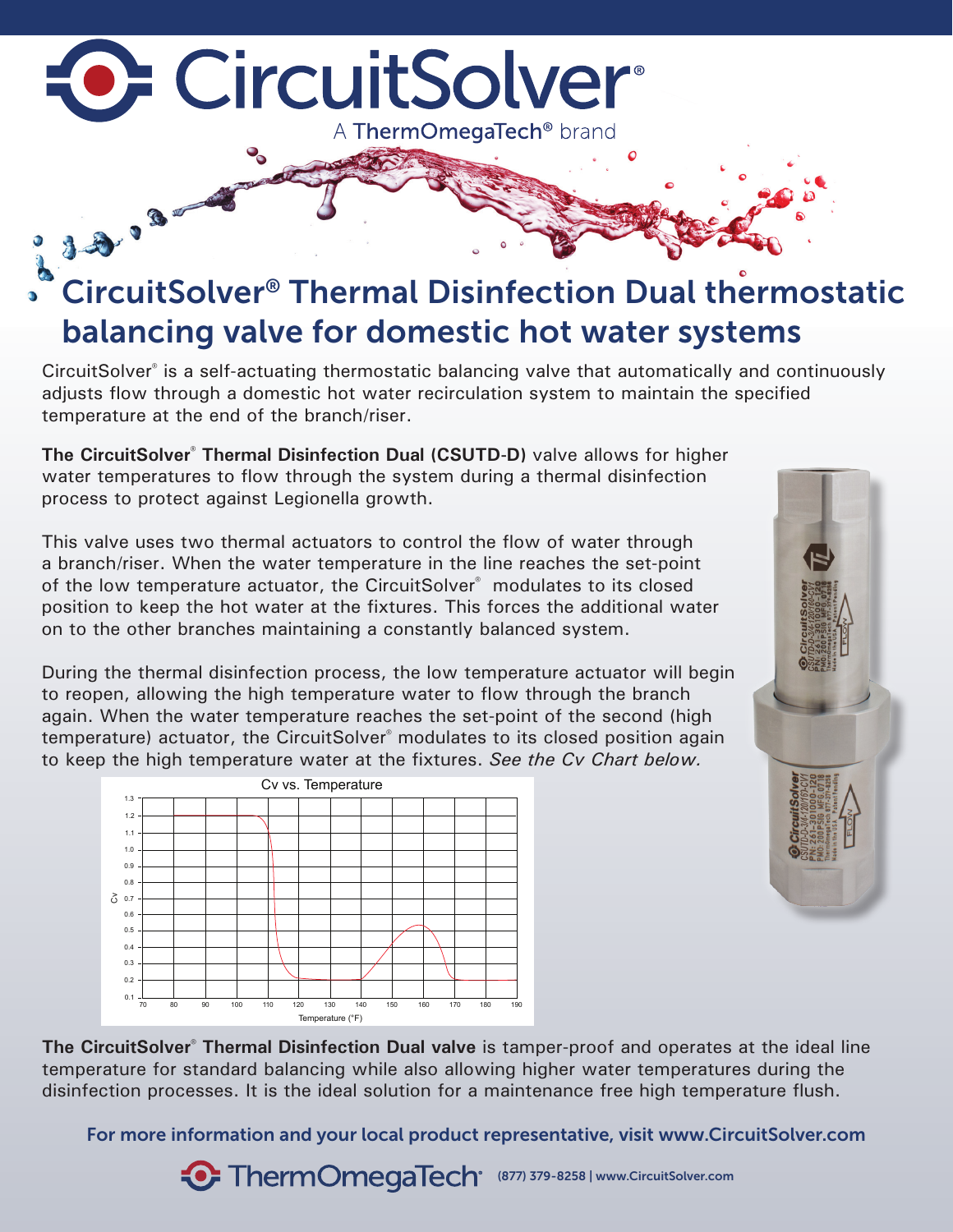# CircuitSolver®

A ThermOmegaTech® brand

## CircuitSolver® Thermal Disinfection Dual thermostatic balancing valve for domestic hot water systems

CircuitSolver® is a self-actuating thermostatic balancing valve that automatically and continuously adjusts flow through a domestic hot water recirculation system to maintain the specified temperature at the end of the branch/riser.

**The CircuitSolver® Thermal Disinfection Dual (CSUTD-D)** valve allows for higher water temperatures to flow through the system during a thermal disinfection process to protect against Legionella growth.

This valve uses two thermal actuators to control the flow of water through a branch/riser. When the water temperature in the line reaches the set-point of the low temperature actuator, the CircuitSolver® modulates to its closed position to keep the hot water at the fixtures. This forces the additional water on to the other branches maintaining a constantly balanced system.

During the thermal disinfection process, the low temperature actuator will begin to reopen, allowing the high temperature water to flow through the branch again. When the water temperature reaches the set-point of the second (high temperature) actuator, the CircuitSolver® modulates to its closed position again to keep the high temperature water at the fixtures. *See the Cv Chart below.*

Cv vs. Temperature

**The CircuitSolver® Thermal Disinfection Dual valve** is tamper-proof and operates at the ideal line temperature for standard balancing while also allowing higher water temperatures during the disinfection processes. It is the ideal solution for a maintenance free high temperature flush.

**For more information and your local product representative, visit www.CircuitSolver.com**

ThermOmegaTech® (877) 379-8258 | www.CircuitSolver.com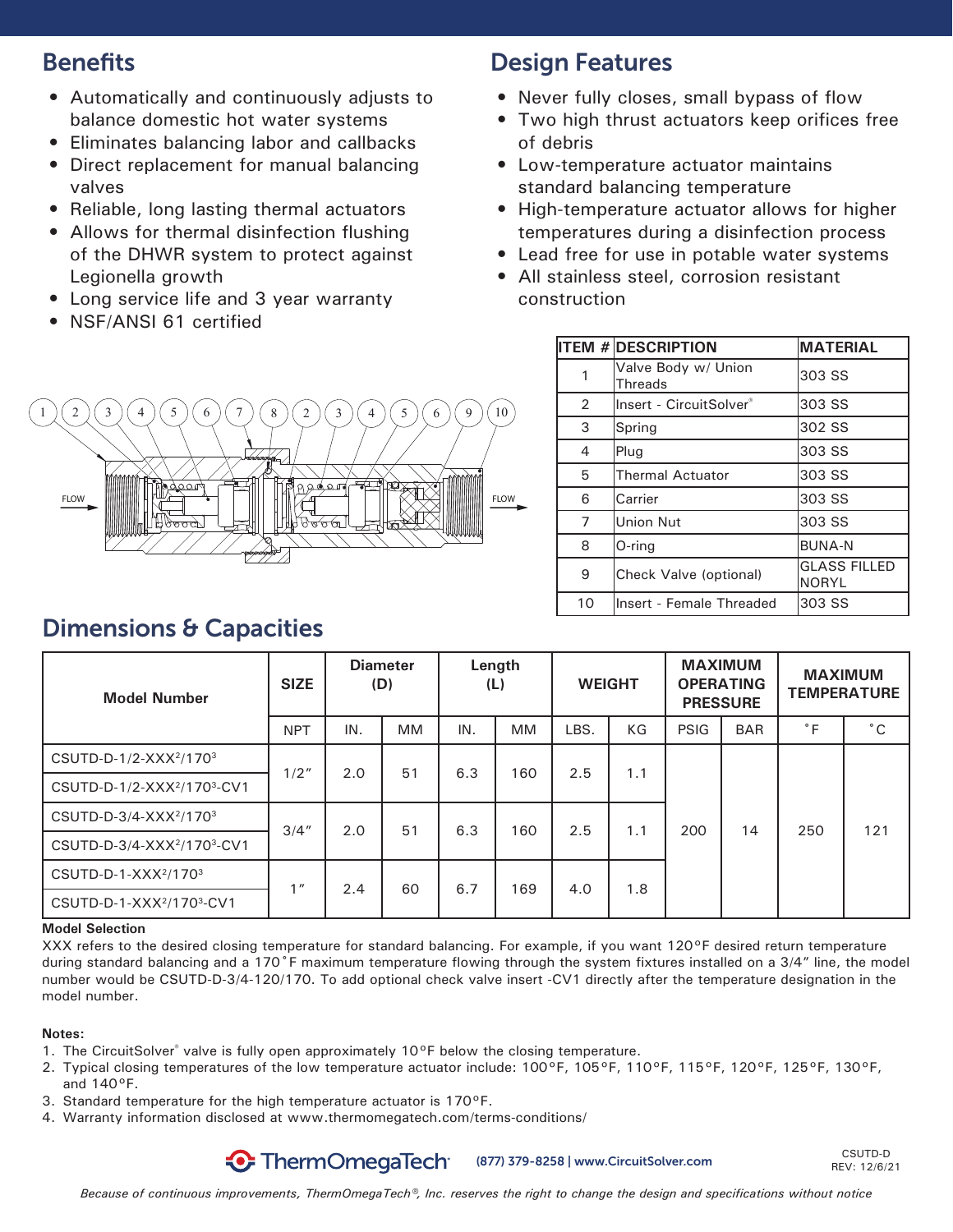## Benefits

- Automatically and continuously adjusts to balance domestic hot water systems
- Eliminates balancing labor and callbacks
- Direct replacement for manual balancing valves
- Reliable, long lasting thermal actuators
- Allows for thermal disinfection flushing of the DHWR system to protect against Legionella growth
- Long service life and 3 year warranty
- NSF/ANSI 61 certified

## Design Features

- Never fully closes, small bypass of flow
- Two high thrust actuators keep orifices free of debris
- Low-temperature actuator maintains standard balancing temperature
- High-temperature actuator allows for higher temperatures during a disinfection process
- Lead free for use in potable water systems
- All stainless steel, corrosion resistant construction

1 2 3 4 5 6 7 8 2 3 4 5 6 9 10

FLOW

FLOW

| ITEM # | DESCRIPTION | MATERIAL |
|---|---|---|
| 1 | Valve Body w/ Union Threads | 303 SS |
| 2 | Insert - CircuitSolver® | 303 SS |
| 3 | Spring | 302 SS |
| 4 | Plug | 303 SS |
| 5 | Thermal Actuator | 303 SS |
| 6 | Carrier | 303 SS |
| 7 | Union Nut | 303 SS |
| 8 | O-ring | BUNA-N |
| 9 | Check Valve (optional) | GLASS FILLED NORYL |
| 10 | Insert - Female Threaded | 303 SS |

## Dimensions & Capacities

| Model Number | SIZE | Diameter (D) | | Length (L) | | WEIGHT | | MAXIMUM OPERATING PRESSURE | | MAXIMUM TEMPERATURE | |
|---|---|---|---|---|---|---|---|---|---|---|---|
| | NPT | IN. | MM | IN. | MM | LBS. | KG | PSIG | BAR | ˚F | ˚C |
| CSUTD-D-1/2-XXX[2]/170[3] | 1/2″ | 2.0 | 51 | 6.3 | 160 | 2.5 | 1.1 | 200 | 14 | 250 | 121 |
| CSUTD-D-1/2-XXX[2]/170[3]-CV1 | | | | | | | | | | | |
| CSUTD-D-3/4-XXX[2]/170[3] | 3/4″ | 2.0 | 51 | 6.3 | 160 | 2.5 | 1.1 | | | | |
| CSUTD-D-3/4-XXX[2]/170[3]-CV1 | | | | | | | | | | | |
| CSUTD-D-1-XXX[2]/170[3] | 1″ | 2.4 | 60 | 6.7 | 169 | 4.0 | 1.8 | | | | |
| CSUTD-D-1-XXX[2]/170[3]-CV1 | | | | | | | | | | | |

**Model Selection**

XXX refers to the desired closing temperature for standard balancing. For example, if you want 120°F desired return temperature during standard balancing and a 170˚F maximum temperature flowing through the system fixtures installed on a 3/4" line, the model number would be CSUTD-D-3/4-120/170. To add optional check valve insert -CV1 directly after the temperature designation in the model number.

**Notes:**

1. The CircuitSolver® valve is fully open approximately 10°F below the closing temperature.
2. Typical closing temperatures of the low temperature actuator include: 100°F, 105°F, 110°F, 115°F, 120°F, 125°F, 130°F, and 140°F.
3. Standard temperature for the high temperature actuator is 170°F.
4. Warranty information disclosed at www.thermomegatech.com/terms-conditions/

ThermOmegaTech® (877) 379-8258 | www.CircuitSolver.com

CSUTD-D
REV: 12/6/21

*Because of continuous improvements, ThermOmegaTech®, Inc. reserves the right to change the design and specifications without notice*